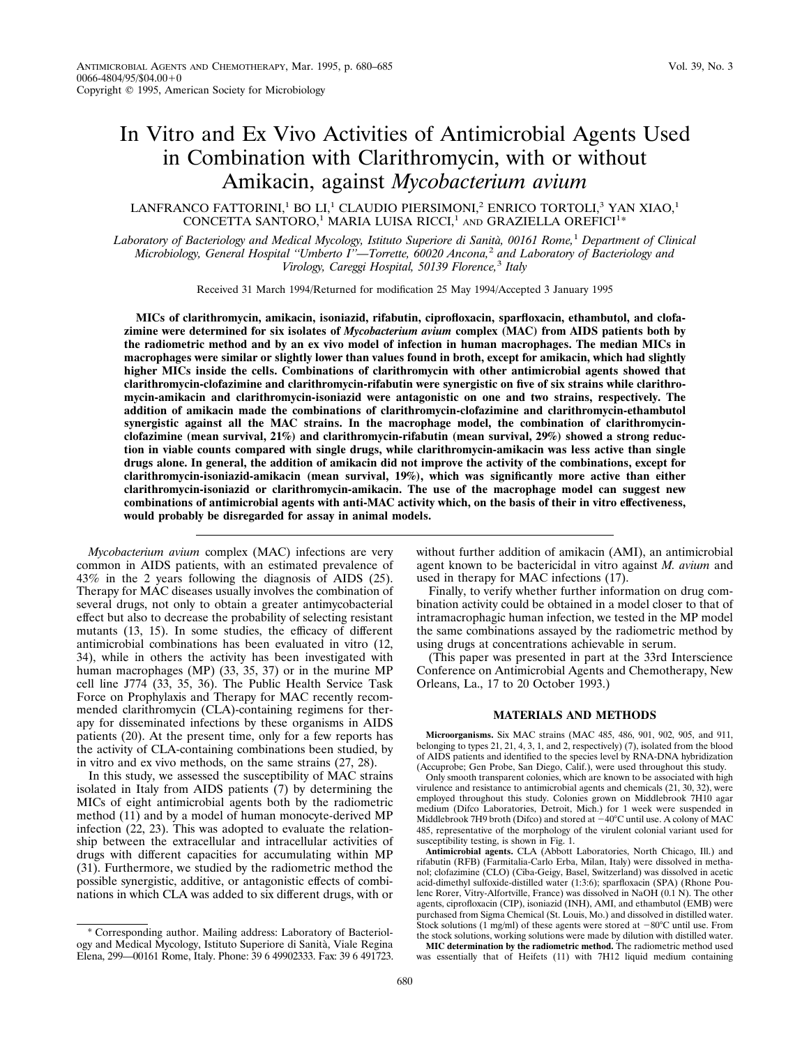# In Vitro and Ex Vivo Activities of Antimicrobial Agents Used in Combination with Clarithromycin, with or without Amikacin, against *Mycobacterium avium*

LANFRANCO FATTORINI,[1] BO LI,[1] CLAUDIO PIERSIMONI,[2] ENRICO TORTOLI,[3] YAN XIAO,[1] CONCETTA SANTORO,[1] MARIA LUISA RICCI,[1] AND GRAZIELLA OREFICI[1]*

*Laboratory of Bacteriology and Medical Mycology, Istituto Superiore di Sanità, 00161 Rome,[1] Department of Clinical Microbiology, General Hospital "Umberto I"—Torrette, 60020 Ancona,[2] and Laboratory of Bacteriology and Virology, Careggi Hospital, 50139 Florence,[3] Italy*

Received 31 March 1994/Returned for modification 25 May 1994/Accepted 3 January 1995

**MICs of clarithromycin, amikacin, isoniazid, rifabutin, ciprofloxacin, sparfloxacin, ethambutol, and clofazimine were determined for six isolates of *Mycobacterium avium* complex (MAC) from AIDS patients both by the radiometric method and by an ex vivo model of infection in human macrophages. The median MICs in macrophages were similar or slightly lower than values found in broth, except for amikacin, which had slightly higher MICs inside the cells. Combinations of clarithromycin with other antimicrobial agents showed that clarithromycin-clofazimine and clarithromycin-rifabutin were synergistic on five of six strains while clarithromycin-amikacin and clarithromycin-isoniazid were antagonistic on one and two strains, respectively. The addition of amikacin made the combinations of clarithromycin-clofazimine and clarithromycin-ethambutol synergistic against all the MAC strains. In the macrophage model, the combination of clarithromycin-clofazimine (mean survival, 21%) and clarithromycin-rifabutin (mean survival, 29%) showed a strong reduction in viable counts compared with single drugs, while clarithromycin-amikacin was less active than single drugs alone. In general, the addition of amikacin did not improve the activity of the combinations, except for clarithromycin-isoniazid-amikacin (mean survival, 19%), which was significantly more active than either clarithromycin-isoniazid or clarithromycin-amikacin. The use of the macrophage model can suggest new combinations of antimicrobial agents with anti-MAC activity which, on the basis of their in vitro effectiveness, would probably be disregarded for assay in animal models.**

*Mycobacterium avium* complex (MAC) infections are very common in AIDS patients, with an estimated prevalence of 43% in the 2 years following the diagnosis of AIDS (25). Therapy for MAC diseases usually involves the combination of several drugs, not only to obtain a greater antimycobacterial effect but also to decrease the probability of selecting resistant mutants (13, 15). In some studies, the efficacy of different antimicrobial combinations has been evaluated in vitro (12, 34), while in others the activity has been investigated with human macrophages (MP) (33, 35, 37) or in the murine MP cell line J774 (33, 35, 36). The Public Health Service Task Force on Prophylaxis and Therapy for MAC recently recommended clarithromycin (CLA)-containing regimens for therapy for disseminated infections by these organisms in AIDS patients (20). At the present time, only for a few reports has the activity of CLA-containing combinations been studied, by in vitro and ex vivo methods, on the same strains (27, 28).

In this study, we assessed the susceptibility of MAC strains isolated in Italy from AIDS patients (7) by determining the MICs of eight antimicrobial agents both by the radiometric method (11) and by a model of human monocyte-derived MP infection (22, 23). This was adopted to evaluate the relationship between the extracellular and intracellular activities of drugs with different capacities for accumulating within MP (31). Furthermore, we studied by the radiometric method the possible synergistic, additive, or antagonistic effects of combinations in which CLA was added to six different drugs, with or without further addition of amikacin (AMI), an antimicrobial agent known to be bactericidal in vitro against *M. avium* and used in therapy for MAC infections (17).

Finally, to verify whether further information on drug combination activity could be obtained in a model closer to that of intramacrophagic human infection, we tested in the MP model the same combinations assayed by the radiometric method by using drugs at concentrations achievable in serum.

(This paper was presented in part at the 33rd Interscience Conference on Antimicrobial Agents and Chemotherapy, New Orleans, La., 17 to 20 October 1993.)

## MATERIALS AND METHODS

**Microorganisms.** Six MAC strains (MAC 485, 486, 901, 902, 905, and 911, belonging to types 21, 21, 4, 3, 1, and 2, respectively) (7), isolated from the blood of AIDS patients and identified to the species level by RNA-DNA hybridization (Accuprobe; Gen Probe, San Diego, Calif.), were used throughout this study.

Only smooth transparent colonies, which are known to be associated with high virulence and resistance to antimicrobial agents and chemicals (21, 30, 32), were employed throughout this study. Colonies grown on Middlebrook 7H10 agar medium (Difco Laboratories, Detroit, Mich.) for 1 week were suspended in Middlebrook 7H9 broth (Difco) and stored at −40°C until use. A colony of MAC 485, representative of the morphology of the virulent colonial variant used for susceptibility testing, is shown in Fig. 1.

**Antimicrobial agents.** CLA (Abbott Laboratories, North Chicago, Ill.) and rifabutin (RFB) (Farmitalia-Carlo Erba, Milan, Italy) were dissolved in methanol; clofazimine (CLO) (Ciba-Geigy, Basel, Switzerland) was dissolved in acetic acid-dimethyl sulfoxide-distilled water (1:3:6); sparfloxacin (SPA) (Rhone Poulenc Rorer, Vitry-Alfortville, France) was dissolved in NaOH (0.1 N). The other agents, ciprofloxacin (CIP), isoniazid (INH), AMI, and ethambutol (EMB) were purchased from Sigma Chemical (St. Louis, Mo.) and dissolved in distilled water. Stock solutions (1 mg/ml) of these agents were stored at −80°C until use. From the stock solutions, working solutions were made by dilution with distilled water.

**MIC determination by the radiometric method.** The radiometric method used was essentially that of Heifets (11) with 7H12 liquid medium containing

\* Corresponding author. Mailing address: Laboratory of Bacteriology and Medical Mycology, Istituto Superiore di Sanità, Viale Regina Elena, 299—00161 Rome, Italy. Phone: 39 6 49902333. Fax: 39 6 491723.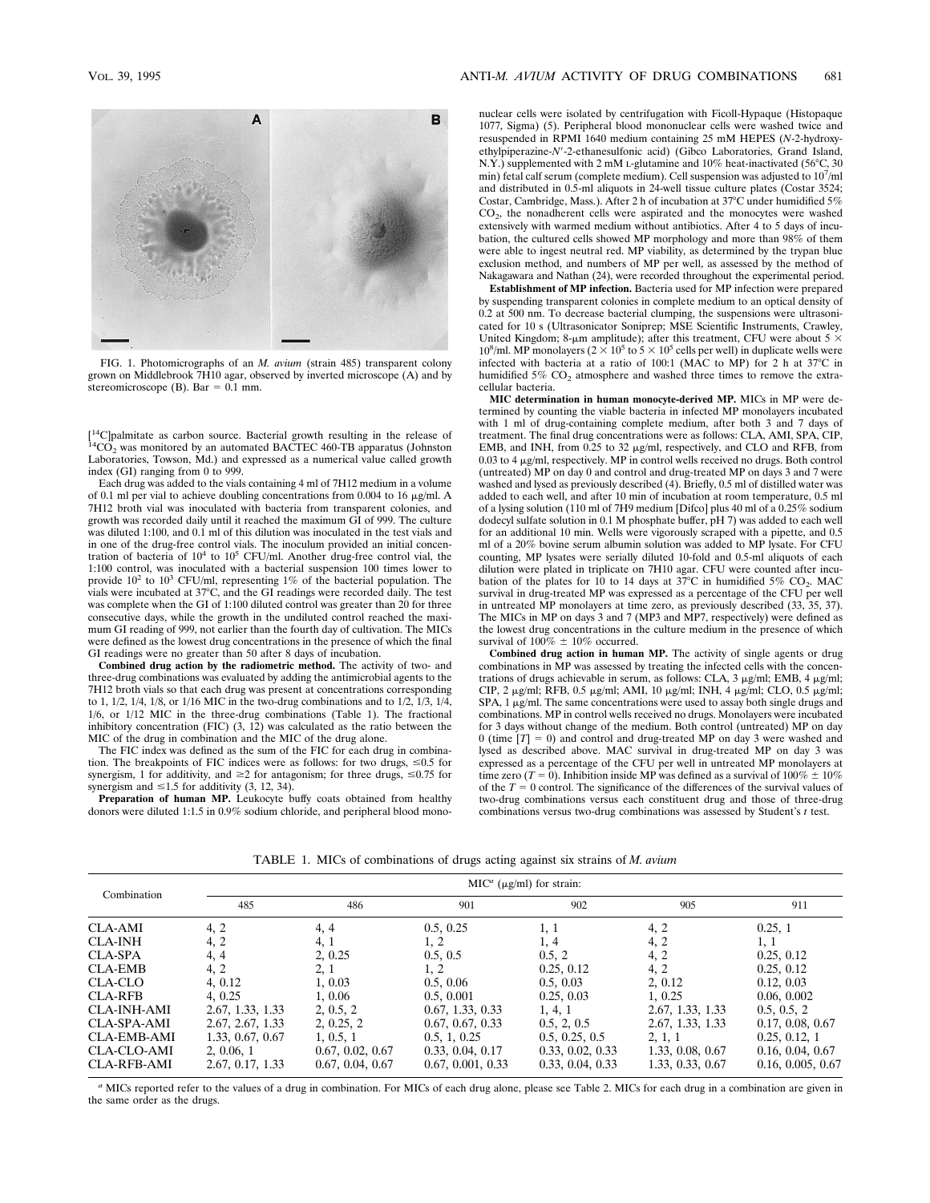FIG. 1. Photomicrographs of an *M. avium* (strain 485) transparent colony grown on Middlebrook 7H10 agar, observed by inverted microscope (A) and by stereomicroscope (B). Bar = 0.1 mm.

[$^{14}$C]palmitate as carbon source. Bacterial growth resulting in the release of $^{14}CO_2$ was monitored by an automated BACTEC 460-TB apparatus (Johnston Laboratories, Towson, Md.) and expressed as a numerical value called growth index (GI) ranging from 0 to 999.

Each drug was added to the vials containing 4 ml of 7H12 medium in a volume of 0.1 ml per vial to achieve doubling concentrations from 0.004 to 16 μg/ml. A 7H12 broth vial was inoculated with bacteria from transparent colonies, and growth was recorded daily until it reached the maximum GI of 999. The culture was diluted 1:100, and 0.1 ml of this dilution was inoculated in the test vials and in one of the drug-free control vials. The inoculum provided an initial concentration of bacteria of $10^4$ to $10^5$ CFU/ml. Another drug-free control vial, the 1:100 control, was inoculated with a bacterial suspension 100 times lower to provide $10^2$ to $10^3$ CFU/ml, representing 1% of the bacterial population. The vials were incubated at 37°C, and the GI readings were recorded daily. The test was complete when the GI of 1:100 diluted control was greater than 20 for three consecutive days, while the growth in the undiluted control reached the maximum GI reading of 999, not earlier than the fourth day of cultivation. The MICs were defined as the lowest drug concentrations in the presence of which the final GI readings were no greater than 50 after 8 days of incubation.

**Combined drug action by the radiometric method.** The activity of two- and three-drug combinations was evaluated by adding the antimicrobial agents to the 7H12 broth vials so that each drug was present at concentrations corresponding to 1, 1/2, 1/4, 1/8, or 1/16 MIC in the two-drug combinations and to 1/2, 1/3, 1/4, 1/6, or 1/12 MIC in the three-drug combinations (Table 1). The fractional inhibitory concentration (FIC) (3, 12) was calculated as the ratio between the MIC of the drug in combination and the MIC of the drug alone.

The FIC index was defined as the sum of the FIC for each drug in combination. The breakpoints of FIC indices were as follows: for two drugs, ≤0.5 for synergism, 1 for additivity, and ≥2 for antagonism; for three drugs, ≤0.75 for synergism and ≤1.5 for additivity (3, 12, 34).

**Preparation of human MP.** Leukocyte buffy coats obtained from healthy donors were diluted 1:1.5 in 0.9% sodium chloride, and peripheral blood mononuclear cells were isolated by centrifugation with Ficoll-Hypaque (Histopaque 1077, Sigma) (5). Peripheral blood mononuclear cells were washed twice and resuspended in RPMI 1640 medium containing 25 mM HEPES (*N*-2-hydroxyethylpiperazine-*N*′-2-ethanesulfonic acid) (Gibco Laboratories, Grand Island, N.Y.) supplemented with 2 mM L-glutamine and 10% heat-inactivated (56°C, 30 min) fetal calf serum (complete medium). Cell suspension was adjusted to $10^7$/ml and distributed in 0.5-ml aliquots in 24-well tissue culture plates (Costar 3524; Costar, Cambridge, Mass.). After 2 h of incubation at 37°C under humidified 5% $CO_2$, the nonadherent cells were aspirated and the monocytes were washed extensively with warmed medium without antibiotics. After 4 to 5 days of incubation, the cultured cells showed MP morphology and more than 98% of them were able to ingest neutral red. MP viability, as determined by the trypan blue exclusion method, and numbers of MP per well, as assessed by the method of Nakagawara and Nathan (24), were recorded throughout the experimental period.

**Establishment of MP infection.** Bacteria used for MP infection were prepared by suspending transparent colonies in complete medium to an optical density of 0.2 at 500 nm. To decrease bacterial clumping, the suspensions were ultrasonicated for 10 s (Ultrasonicator Soniprep; MSE Scientific Instruments, Crawley, United Kingdom; 8-μm amplitude); after this treatment, CFU were about 5 × $10^8$/ml. MP monolayers (2 × $10^5$ to 5 × $10^5$ cells per well) in duplicate wells were infected with bacteria at a ratio of 100:1 (MAC to MP) for 2 h at 37°C in humidified 5% $CO_2$ atmosphere and washed three times to remove the extracellular bacteria.

**MIC determination in human monocyte-derived MP.** MICs in MP were determined by counting the viable bacteria in infected MP monolayers incubated with 1 ml of drug-containing complete medium, after both 3 and 7 days of treatment. The final drug concentrations were as follows: CLA, AMI, SPA, CIP, EMB, and INH, from 0.25 to 32 μg/ml, respectively, and CLO and RFB, from 0.03 to 4 μg/ml, respectively. MP in control wells received no drugs. Both control (untreated) MP on day 0 and control and drug-treated MP on days 3 and 7 were washed and lysed as previously described (4). Briefly, 0.5 ml of distilled water was added to each well, and after 10 min of incubation at room temperature, 0.5 ml of a lysing solution (110 ml of 7H9 medium [Difco] plus 40 ml of a 0.25% sodium dodecyl sulfate solution in 0.1 M phosphate buffer, pH 7) was added to each well for an additional 10 min. Wells were vigorously scraped with a pipette, and 0.5 ml of a 20% bovine serum albumin solution was added to MP lysate. For CFU counting, MP lysates were serially diluted 10-fold and 0.5-ml aliquots of each dilution were plated in triplicate on 7H10 agar. CFU were counted after incubation of the plates for 10 to 14 days at 37°C in humidified 5% $CO_2$. MAC survival in drug-treated MP was expressed as a percentage of the CFU per well in untreated MP monolayers at time zero, as previously described (33, 35, 37). The MICs in MP on days 3 and 7 (MP3 and MP7, respectively) were defined as the lowest drug concentrations in the culture medium in the presence of which survival of 100% ± 10% occurred.

**Combined drug action in human MP.** The activity of single agents or drug combinations in MP was assessed by treating the infected cells with the concentrations of drugs achievable in serum, as follows: CLA, 3 μg/ml; EMB, 4 μg/ml; CIP, 2 μg/ml; RFB, 0.5 μg/ml; AMI, 10 μg/ml; INH, 4 μg/ml; CLO, 0.5 μg/ml; SPA, 1 μg/ml. The same concentrations were used to assay both single drugs and combinations. MP in control wells received no drugs. Monolayers were incubated for 3 days without change of the medium. Both control (untreated) MP on day 0 (time [*T*] = 0) and control and drug-treated MP on day 3 were washed and lysed as described above. MAC survival in drug-treated MP on day 3 was expressed as a percentage of the CFU per well in untreated MP monolayers at time zero (*T* = 0). Inhibition inside MP was defined as a survival of 100% ± 10% of the *T* = 0 control. The significance of the differences of the survival values of two-drug combinations versus each constituent drug and those of three-drug combinations versus two-drug combinations was assessed by Student's *t* test.

TABLE 1. MICs of combinations of drugs acting against six strains of *M. avium*

| Combination | MIC[a] (μg/ml) for strain: | | | | | |
|---|---|---|---|---|---|---|
| | 485 | 486 | 901 | 902 | 905 | 911 |
| CLA-AMI | 4, 2 | 4, 4 | 0.5, 0.25 | 1, 1 | 4, 2 | 0.25, 1 |
| CLA-INH | 4, 2 | 4, 1 | 1, 2 | 1, 4 | 4, 2 | 1, 1 |
| CLA-SPA | 4, 4 | 2, 0.25 | 0.5, 0.5 | 0.5, 2 | 4, 2 | 0.25, 0.12 |
| CLA-EMB | 4, 2 | 2, 1 | 1, 2 | 0.25, 0.12 | 4, 2 | 0.25, 0.12 |
| CLA-CLO | 4, 0.12 | 1, 0.03 | 0.5, 0.06 | 0.5, 0.03 | 2, 0.12 | 0.12, 0.03 |
| CLA-RFB | 4, 0.25 | 1, 0.06 | 0.5, 0.001 | 0.25, 0.03 | 1, 0.25 | 0.06, 0.002 |
| CLA-INH-AMI | 2.67, 1.33, 1.33 | 2, 0.5, 2 | 0.67, 1.33, 0.33 | 1, 4, 1 | 2.67, 1.33, 1.33 | 0.5, 0.5, 2 |
| CLA-SPA-AMI | 2.67, 2.67, 1.33 | 2, 0.25, 2 | 0.67, 0.67, 0.33 | 0.5, 2, 0.5 | 2.67, 1.33, 1.33 | 0.17, 0.08, 0.67 |
| CLA-EMB-AMI | 1.33, 0.67, 0.67 | 1, 0.5, 1 | 0.5, 1, 0.25 | 0.5, 0.25, 0.5 | 2, 1, 1 | 0.25, 0.12, 1 |
| CLA-CLO-AMI | 2, 0.06, 1 | 0.67, 0.02, 0.67 | 0.33, 0.04, 0.17 | 0.33, 0.02, 0.33 | 1.33, 0.08, 0.67 | 0.16, 0.04, 0.67 |
| CLA-RFB-AMI | 2.67, 0.17, 1.33 | 0.67, 0.04, 0.67 | 0.67, 0.001, 0.33 | 0.33, 0.04, 0.33 | 1.33, 0.33, 0.67 | 0.16, 0.005, 0.67 |

[a] MICs reported refer to the values of a drug in combination. For MICs of each drug alone, please see Table 2. MICs for each drug in a combination are given in the same order as the drugs.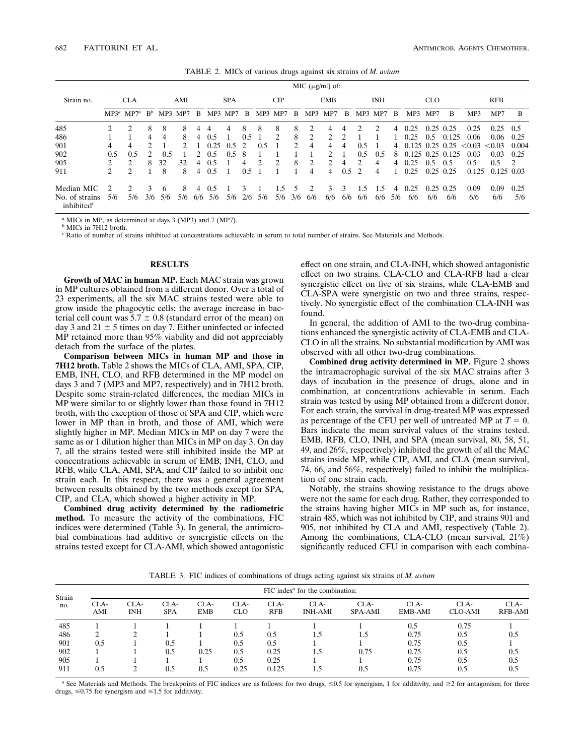TABLE 2. MICs of various drugs against six strains of *M. avium*

| Strain no. | MIC (μg/ml) of: | | | | | | | | | | | | | | | | | | | | | | | |
|---|---|---|---|---|---|---|---|---|---|---|---|---|---|---|---|---|---|---|---|---|---|---|---|---|
| | CLA | | | AMI | | | SPA | | | CIP | | | EMB | | | INH | | | CLO | | | RFB | | |
| | MP3[a] | MP7[a] | B[b] | MP3 | MP7 | B | MP3 | MP7 | B | MP3 | MP7 | B | MP3 | MP7 | B | MP3 | MP7 | B | MP3 | MP7 | B | MP3 | MP7 | B |
| 485 | 2 | 2 | 8 | 8 | 8 | 4 | 4 | 4 | 8 | 8 | 8 | 8 | 2 | 4 | 4 | 2 | 2 | 4 | 0.25 | 0.25 | 0.25 | 0.25 | 0.25 | 0.5 |
| 486 | 1 | 1 | 4 | 4 | 8 | 4 | 0.5 | 1 | 0.5 | 1 | 2 | 8 | 2 | 2 | 2 | 1 | 1 | 1 | 0.25 | 0.5 | 0.125 | 0.06 | 0.06 | 0.25 |
| 901 | 4 | 4 | 2 | 1 | 2 | 1 | 0.25 | 0.5 | 2 | 0.5 | 1 | 2 | 4 | 4 | 4 | 0.5 | 1 | 4 | 0.125 | 0.25 | 0.25 | <0.03 | <0.03 | 0.004 |
| 902 | 0.5 | 0.5 | 2 | 0.5 | 1 | 2 | 0.5 | 0.5 | 8 | 1 | 1 | 1 | 1 | 2 | 1 | 0.5 | 0.5 | 8 | 0.125 | 0.25 | 0.125 | 0.03 | 0.03 | 0.25 |
| 905 | 2 | 2 | 8 | 32 | 32 | 4 | 0.5 | 1 | 4 | 2 | 2 | 8 | 2 | 2 | 4 | 2 | 4 | 4 | 0.25 | 0.5 | 0.5 | 0.5 | 0.5 | 2 |
| 911 | 2 | 2 | 1 | 8 | 8 | 4 | 0.5 | 1 | 0.5 | 1 | 1 | 1 | 4 | 4 | 0.5 | 2 | 4 | 1 | 0.25 | 0.25 | 0.25 | 0.125 | 0.125 | 0.03 |
| Median MIC | 2 | 2 | 3 | 6 | 8 | 4 | 0.5 | 1 | 3 | 1 | 1.5 | 5 | 2 | 3 | 3 | 1.5 | 1.5 | 4 | 0.25 | 0.25 | 0.25 | 0.09 | 0.09 | 0.25 |
| No. of strains inhibited[c] | 5/6 | 5/6 | 3/6 | 5/6 | 5/6 | 6/6 | 5/6 | 5/6 | 2/6 | 5/6 | 5/6 | 3/6 | 6/6 | 6/6 | 6/6 | 6/6 | 6/6 | 5/6 | 6/6 | 6/6 | 6/6 | 6/6 | 6/6 | 5/6 |

[a] MICs in MP, as determined at days 3 (MP3) and 7 (MP7).
[b] MICs in 7H12 broth.
[c] Ratio of number of strains inhibited at concentrations achievable in serum to total number of strains. See Materials and Methods.

## RESULTS

**Growth of MAC in human MP.** Each MAC strain was grown in MP cultures obtained from a different donor. Over a total of 23 experiments, all the six MAC strains tested were able to grow inside the phagocytic cells; the average increase in bacterial cell count was $5.7 \pm 0.8$ (standard error of the mean) on day 3 and $21 \pm 5$ times on day 7. Either uninfected or infected MP retained more than 95% viability and did not appreciably detach from the surface of the plates.

**Comparison between MICs in human MP and those in 7H12 broth.** Table 2 shows the MICs of CLA, AMI, SPA, CIP, EMB, INH, CLO, and RFB determined in the MP model on days 3 and 7 (MP3 and MP7, respectively) and in 7H12 broth. Despite some strain-related differences, the median MICs in MP were similar to or slightly lower than those found in 7H12 broth, with the exception of those of SPA and CIP, which were lower in MP than in broth, and those of AMI, which were slightly higher in MP. Median MICs in MP on day 7 were the same as or 1 dilution higher than MICs in MP on day 3. On day 7, all the strains tested were still inhibited inside the MP at concentrations achievable in serum of EMB, INH, CLO, and RFB, while CLA, AMI, SPA, and CIP failed to so inhibit one strain each. In this respect, there was a general agreement between results obtained by the two methods except for SPA, CIP, and CLA, which showed a higher activity in MP.

**Combined drug activity determined by the radiometric method.** To measure the activity of the combinations, FIC indices were determined (Table 3). In general, the antimicrobial combinations had additive or synergistic effects on the strains tested except for CLA-AMI, which showed antagonistic effect on one strain, and CLA-INH, which showed antagonistic effect on two strains. CLA-CLO and CLA-RFB had a clear synergistic effect on five of six strains, while CLA-EMB and CLA-SPA were synergistic on two and three strains, respectively. No synergistic effect of the combination CLA-INH was found.

In general, the addition of AMI to the two-drug combinations enhanced the synergistic activity of CLA-EMB and CLA-CLO in all the strains. No substantial modification by AMI was observed with all other two-drug combinations.

**Combined drug activity determined in MP.** Figure 2 shows the intramacrophagic survival of the six MAC strains after 3 days of incubation in the presence of drugs, alone and in combination, at concentrations achievable in serum. Each strain was tested by using MP obtained from a different donor. For each strain, the survival in drug-treated MP was expressed as percentage of the CFU per well of untreated MP at $T = 0$. Bars indicate the mean survival values of the strains tested. EMB, RFB, CLO, INH, and SPA (mean survival, 80, 58, 51, 49, and 26%, respectively) inhibited the growth of all the MAC strains inside MP, while CIP, AMI, and CLA (mean survival, 74, 66, and 56%, respectively) failed to inhibit the multiplication of one strain each.

Notably, the strains showing resistance to the drugs above were not the same for each drug. Rather, they corresponded to the strains having higher MICs in MP such as, for instance, strain 485, which was not inhibited by CIP, and strains 901 and 905, not inhibited by CLA and AMI, respectively (Table 2). Among the combinations, CLA-CLO (mean survival, 21%) significantly reduced CFU in comparison with each combina-

TABLE 3. FIC indices of combinations of drugs acting against six strains of *M. avium*

| Strain no. | FIC index[a] for the combination: | | | | | | | | | | |
|---|---|---|---|---|---|---|---|---|---|---|---|
| | CLA-AMI | CLA-INH | CLA-SPA | CLA-EMB | CLA-CLO | CLA-RFB | CLA-INH-AMI | CLA-SPA-AMI | CLA-EMB-AMI | CLA-CLO-AMI | CLA-RFB-AMI |
| 485 | 1 | 1 | 1 | 1 | 1 | 1 | 1 | 1 | 0.5 | 0.75 | 1 |
| 486 | 2 | 2 | 1 | 1 | 0.5 | 0.5 | 1.5 | 1.5 | 0.75 | 0.5 | 0.5 |
| 901 | 0.5 | 1 | 0.5 | 1 | 0.5 | 0.5 | 1 | 1 | 0.75 | 0.5 | 1 |
| 902 | 1 | 1 | 0.5 | 0.25 | 0.5 | 0.25 | 1.5 | 0.75 | 0.75 | 0.5 | 0.5 |
| 905 | 1 | 1 | 1 | 1 | 0.5 | 0.25 | 1 | 1 | 0.75 | 0.5 | 0.5 |
| 911 | 0.5 | 2 | 0.5 | 0.5 | 0.25 | 0.125 | 1.5 | 0.5 | 0.75 | 0.5 | 0.5 |

[a] See Materials and Methods. The breakpoints of FIC indices are as follows: for two drugs, ≤0.5 for synergism, 1 for additivity, and ≥2 for antagonism; for three drugs, ≤0.75 for synergism and ≤1.5 for additivity.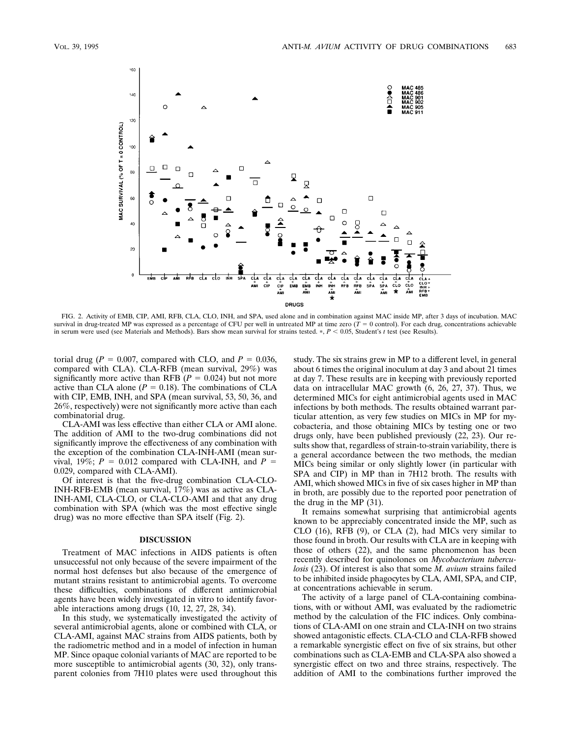FIG. 2. Activity of EMB, CIP, AMI, RFB, CLA, CLO, INH, and SPA, used alone and in combination against MAC inside MP, after 3 days of incubation. MAC survival in drug-treated MP was expressed as a percentage of CFU per well in untreated MP at time zero ($T = 0$ control). For each drug, concentrations achievable in serum were used (see Materials and Methods). Bars show mean survival for strains tested. *, $P < 0.05$, Student's $t$ test (see Results).

torial drug ($P = 0.007$, compared with CLO, and $P = 0.036$, compared with CLA). CLA-RFB (mean survival, 29%) was significantly more active than RFB ($P = 0.024$) but not more active than CLA alone ($P = 0.18$). The combinations of CLA with CIP, EMB, INH, and SPA (mean survival, 53, 50, 36, and 26%, respectively) were not significantly more active than each combinatorial drug.

CLA-AMI was less effective than either CLA or AMI alone. The addition of AMI to the two-drug combinations did not significantly improve the effectiveness of any combination with the exception of the combination CLA-INH-AMI (mean survival, 19%; $P = 0.012$ compared with CLA-INH, and $P = 0.029$, compared with CLA-AMI).

Of interest is that the five-drug combination CLA-CLO-INH-RFB-EMB (mean survival, 17%) was as active as CLA-INH-AMI, CLA-CLO, or CLA-CLO-AMI and that any drug combination with SPA (which was the most effective single drug) was no more effective than SPA itself (Fig. 2).

## DISCUSSION

Treatment of MAC infections in AIDS patients is often unsuccessful not only because of the severe impairment of the normal host defenses but also because of the emergence of mutant strains resistant to antimicrobial agents. To overcome these difficulties, combinations of different antimicrobial agents have been widely investigated in vitro to identify favorable interactions among drugs (10, 12, 27, 28, 34).

In this study, we systematically investigated the activity of several antimicrobial agents, alone or combined with CLA, or CLA-AMI, against MAC strains from AIDS patients, both by the radiometric method and in a model of infection in human MP. Since opaque colonial variants of MAC are reported to be more susceptible to antimicrobial agents (30, 32), only transparent colonies from 7H10 plates were used throughout this study. The six strains grew in MP to a different level, in general about 6 times the original inoculum at day 3 and about 21 times at day 7. These results are in keeping with previously reported data on intracellular MAC growth (6, 26, 27, 37). Thus, we determined MICs for eight antimicrobial agents used in MAC infections by both methods. The results obtained warrant particular attention, as very few studies on MICs in MP for mycobacteria, and those obtaining MICs by testing one or two drugs only, have been published previously (22, 23). Our results show that, regardless of strain-to-strain variability, there is a general accordance between the two methods, the median MICs being similar or only slightly lower (in particular with SPA and CIP) in MP than in 7H12 broth. The results with AMI, which showed MICs in five of six cases higher in MP than in broth, are possibly due to the reported poor penetration of the drug in the MP (31).

It remains somewhat surprising that antimicrobial agents known to be appreciably concentrated inside the MP, such as CLO (16), RFB (9), or CLA (2), had MICs very similar to those found in broth. Our results with CLA are in keeping with those of others (22), and the same phenomenon has been recently described for quinolones on *Mycobacterium tuberculosis* (23). Of interest is also that some *M. avium* strains failed to be inhibited inside phagocytes by CLA, AMI, SPA, and CIP, at concentrations achievable in serum.

The activity of a large panel of CLA-containing combinations, with or without AMI, was evaluated by the radiometric method by the calculation of the FIC indices. Only combinations of CLA-AMI on one strain and CLA-INH on two strains showed antagonistic effects. CLA-CLO and CLA-RFB showed a remarkable synergistic effect on five of six strains, but other combinations such as CLA-EMB and CLA-SPA also showed a synergistic effect on two and three strains, respectively. The addition of AMI to the combinations further improved the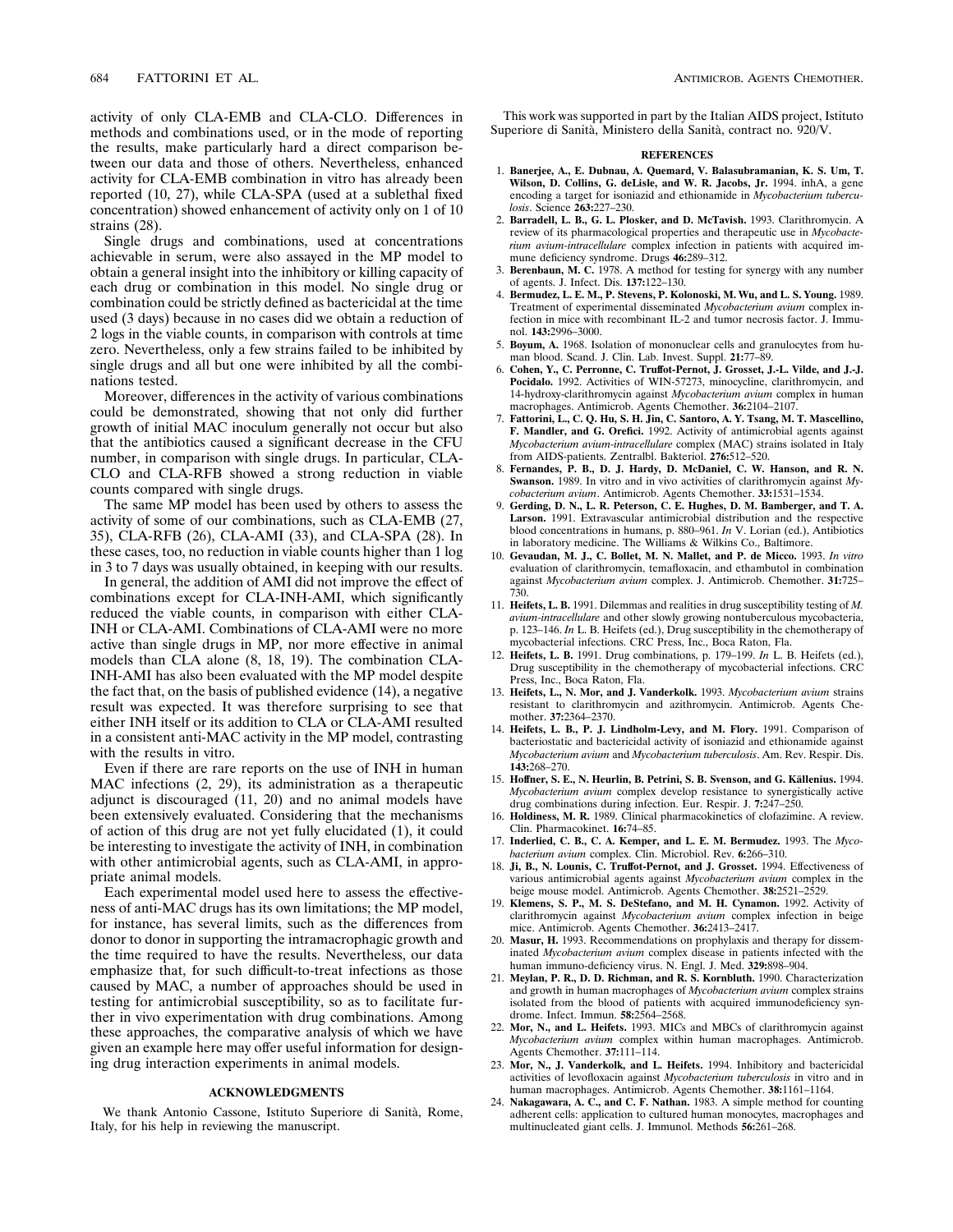activity of only CLA-EMB and CLA-CLO. Differences in methods and combinations used, or in the mode of reporting the results, make particularly hard a direct comparison between our data and those of others. Nevertheless, enhanced activity for CLA-EMB combination in vitro has already been reported (10, 27), while CLA-SPA (used at a sublethal fixed concentration) showed enhancement of activity only on 1 of 10 strains (28).

Single drugs and combinations, used at concentrations achievable in serum, were also assayed in the MP model to obtain a general insight into the inhibitory or killing capacity of each drug or combination in this model. No single drug or combination could be strictly defined as bactericidal at the time used (3 days) because in no cases did we obtain a reduction of 2 logs in the viable counts, in comparison with controls at time zero. Nevertheless, only a few strains failed to be inhibited by single drugs and all but one were inhibited by all the combinations tested.

Moreover, differences in the activity of various combinations could be demonstrated, showing that not only did further growth of initial MAC inoculum generally not occur but also that the antibiotics caused a significant decrease in the CFU number, in comparison with single drugs. In particular, CLA-CLO and CLA-RFB showed a strong reduction in viable counts compared with single drugs.

The same MP model has been used by others to assess the activity of some of our combinations, such as CLA-EMB (27, 35), CLA-RFB (26), CLA-AMI (33), and CLA-SPA (28). In these cases, too, no reduction in viable counts higher than 1 log in 3 to 7 days was usually obtained, in keeping with our results.

In general, the addition of AMI did not improve the effect of combinations except for CLA-INH-AMI, which significantly reduced the viable counts, in comparison with either CLA-INH or CLA-AMI. Combinations of CLA-AMI were no more active than single drugs in MP, nor more effective in animal models than CLA alone (8, 18, 19). The combination CLA-INH-AMI has also been evaluated with the MP model despite the fact that, on the basis of published evidence (14), a negative result was expected. It was therefore surprising to see that either INH itself or its addition to CLA or CLA-AMI resulted in a consistent anti-MAC activity in the MP model, contrasting with the results in vitro.

Even if there are rare reports on the use of INH in human MAC infections (2, 29), its administration as a therapeutic adjunct is discouraged (11, 20) and no animal models have been extensively evaluated. Considering that the mechanisms of action of this drug are not yet fully elucidated (1), it could be interesting to investigate the activity of INH, in combination with other antimicrobial agents, such as CLA-AMI, in appropriate animal models.

Each experimental model used here to assess the effectiveness of anti-MAC drugs has its own limitations; the MP model, for instance, has several limits, such as the differences from donor to donor in supporting the intramacrophagic growth and the time required to have the results. Nevertheless, our data emphasize that, for such difficult-to-treat infections as those caused by MAC, a number of approaches should be used in testing for antimicrobial susceptibility, so as to facilitate further in vivo experimentation with drug combinations. Among these approaches, the comparative analysis of which we have given an example here may offer useful information for designing drug interaction experiments in animal models.

## ACKNOWLEDGMENTS

We thank Antonio Cassone, Istituto Superiore di Sanità, Rome, Italy, for his help in reviewing the manuscript.

This work was supported in part by the Italian AIDS project, Istituto Superiore di Sanità, Ministero della Sanità, contract no. 920/V.

## REFERENCES

1. **Banerjee, A., E. Dubnau, A. Quemard, V. Balasubramanian, K. S. Um, T. Wilson, D. Collins, G. deLisle, and W. R. Jacobs, Jr.** 1994. inhA, a gene encoding a target for isoniazid and ethionamide in *Mycobacterium tuberculosis*. Science **263:**227–230.
2. **Barradell, L. B., G. L. Plosker, and D. McTavish.** 1993. Clarithromycin. A review of its pharmacological properties and therapeutic use in *Mycobacterium avium-intracellulare* complex infection in patients with acquired immune deficiency syndrome. Drugs **46:**289–312.
3. **Berenbaum, M. C.** 1978. A method for testing for synergy with any number of agents. J. Infect. Dis. **137:**122–130.
4. **Bermudez, L. E. M., P. Stevens, P. Kolonoski, M. Wu, and L. S. Young.** 1989. Treatment of experimental disseminated *Mycobacterium avium* complex infection in mice with recombinant IL-2 and tumor necrosis factor. J. Immunol. **143:**2996–3000.
5. **Boyum, A.** 1968. Isolation of mononuclear cells and granulocytes from human blood. Scand. J. Clin. Lab. Invest. Suppl. **21:**77–89.
6. **Cohen, Y., C. Perronne, C. Truffot-Pernot, J. Grosset, J.-L. Vilde, and J.-J. Pocidalo.** 1992. Activities of WIN-57273, minocycline, clarithromycin, and 14-hydroxy-clarithromycin against *Mycobacterium avium* complex in human macrophages. Antimicrob. Agents Chemother. **36:**2104–2107.
7. **Fattorini, L., C. Q. Hu, S. H. Jin, C. Santoro, A. Y. Tsang, M. T. Mascellino, F. Mandler, and G. Orefici.** 1992. Activity of antimicrobial agents against *Mycobacterium avium-intracellulare* complex (MAC) strains isolated in Italy from AIDS-patients. Zentralbl. Bakteriol. **276:**512–520.
8. **Fernandes, P. B., D. J. Hardy, D. McDaniel, C. W. Hanson, and R. N. Swanson.** 1989. In vitro and in vivo activities of clarithromycin against *Mycobacterium avium*. Antimicrob. Agents Chemother. **33:**1531–1534.
9. **Gerding, D. N., L. R. Peterson, C. E. Hughes, D. M. Bamberger, and T. A. Larson.** 1991. Extravascular antimicrobial distribution and the respective blood concentrations in humans, p. 880–961. *In* V. Lorian (ed.), Antibiotics in laboratory medicine. The Williams & Wilkins Co., Baltimore.
10. **Gevaudan, M. J., C. Bollet, M. N. Mallet, and P. de Micco.** 1993. *In vitro* evaluation of clarithromycin, temafloxacin, and ethambutol in combination against *Mycobacterium avium* complex. J. Antimicrob. Chemother. **31:**725–730.
11. **Heifets, L. B.** 1991. Dilemmas and realities in drug susceptibility testing of *M. avium-intracellulare* and other slowly growing nontuberculous mycobacteria, p. 123–146. *In* L. B. Heifets (ed.), Drug susceptibility in the chemotherapy of mycobacterial infections. CRC Press, Inc., Boca Raton, Fla.
12. **Heifets, L. B.** 1991. Drug combinations, p. 179–199. *In* L. B. Heifets (ed.), Drug susceptibility in the chemotherapy of mycobacterial infections. CRC Press, Inc., Boca Raton, Fla.
13. **Heifets, L., N. Mor, and J. Vanderkolk.** 1993. *Mycobacterium avium* strains resistant to clarithromycin and azithromycin. Antimicrob. Agents Chemother. **37:**2364–2370.
14. **Heifets, L. B., P. J. Lindholm-Levy, and M. Flory.** 1991. Comparison of bacteriostatic and bactericidal activity of isoniazid and ethionamide against *Mycobacterium avium* and *Mycobacterium tuberculosis*. Am. Rev. Respir. Dis. **143:**268–270.
15. **Hoffner, S. E., N. Heurlin, B. Petrini, S. B. Svenson, and G. Källenius.** 1994. *Mycobacterium avium* complex develop resistance to synergistically active drug combinations during infection. Eur. Respir. J. **7:**247–250.
16. **Holdiness, M. R.** 1989. Clinical pharmacokinetics of clofazimine. A review. Clin. Pharmacokinet. **16:**74–85.
17. **Inderlied, C. B., C. A. Kemper, and L. E. M. Bermudez.** 1993. The *Mycobacterium avium* complex. Clin. Microbiol. Rev. **6:**266–310.
18. **Ji, B., N. Lounis, C. Truffot-Pernot, and J. Grosset.** 1994. Effectiveness of various antimicrobial agents against *Mycobacterium avium* complex in the beige mouse model. Antimicrob. Agents Chemother. **38:**2521–2529.
19. **Klemens, S. P., M. S. DeStefano, and M. H. Cynamon.** 1992. Activity of clarithromycin against *Mycobacterium avium* complex infection in beige mice. Antimicrob. Agents Chemother. **36:**2413–2417.
20. **Masur, H.** 1993. Recommendations on prophylaxis and therapy for disseminated *Mycobacterium avium* complex disease in patients infected with the human immuno-deficiency virus. N. Engl. J. Med. **329:**898–904.
21. **Meylan, P. R., D. D. Richman, and R. S. Kornbluth.** 1990. Characterization and growth in human macrophages of *Mycobacterium avium* complex strains isolated from the blood of patients with acquired immunodeficiency syndrome. Infect. Immun. **58:**2564–2568.
22. **Mor, N., and L. Heifets.** 1993. MICs and MBCs of clarithromycin against *Mycobacterium avium* complex within human macrophages. Antimicrob. Agents Chemother. **37:**111–114.
23. **Mor, N., J. Vanderkolk, and L. Heifets.** 1994. Inhibitory and bactericidal activities of levofloxacin against *Mycobacterium tuberculosis* in vitro and in human macrophages. Antimicrob. Agents Chemother. **38:**1161–1164.
24. **Nakagawara, A. C., and C. F. Nathan.** 1983. A simple method for counting adherent cells: application to cultured human monocytes, macrophages and multinucleated giant cells. J. Immunol. Methods **56:**261–268.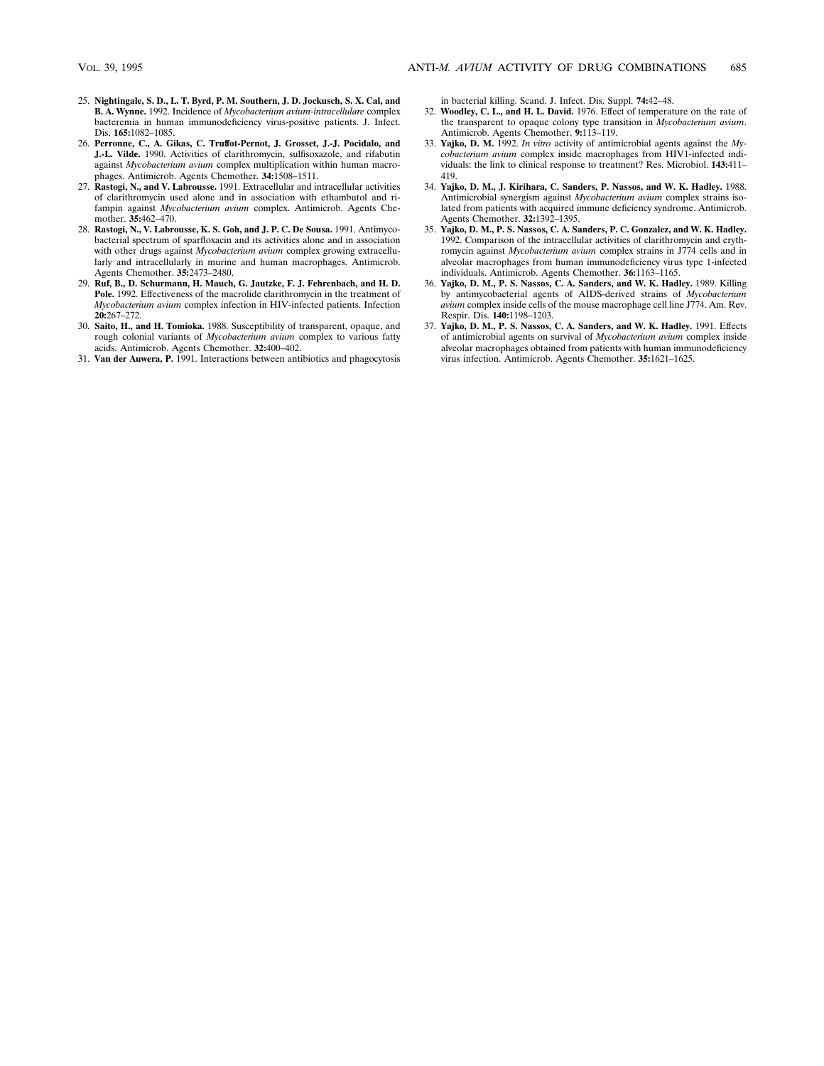25. **Nightingale, S. D., L. T. Byrd, P. M. Southern, J. D. Jockusch, S. X. Cal, and B. A. Wynne.** 1992. Incidence of *Mycobacterium avium-intracellulare* complex bacteremia in human immunodeficiency virus-positive patients. J. Infect. Dis. **165:**1082–1085.
26. **Perronne, C., A. Gikas, C. Truffot-Pernot, J. Grosset, J.-J. Pocidalo, and J.-L. Vilde.** 1990. Activities of clarithromycin, sulfisoxazole, and rifabutin against *Mycobacterium avium* complex multiplication within human macrophages. Antimicrob. Agents Chemother. **34:**1508–1511.
27. **Rastogi, N., and V. Labrousse.** 1991. Extracellular and intracellular activities of clarithromycin used alone and in association with ethambutol and rifampin against *Mycobacterium avium* complex. Antimicrob. Agents Chemother. **35:**462–470.
28. **Rastogi, N., V. Labrousse, K. S. Goh, and J. P. C. De Sousa.** 1991. Antimycobacterial spectrum of sparfloxacin and its activities alone and in association with other drugs against *Mycobacterium avium* complex growing extracellularly and intracellularly in murine and human macrophages. Antimicrob. Agents Chemother. **35:**2473–2480.
29. **Ruf, B., D. Schurmann, H. Mauch, G. Jautzke, F. J. Fehrenbach, and H. D. Pole.** 1992. Effectiveness of the macrolide clarithromycin in the treatment of *Mycobacterium avium* complex infection in HIV-infected patients. Infection **20:**267–272.
30. **Saito, H., and H. Tomioka.** 1988. Susceptibility of transparent, opaque, and rough colonial variants of *Mycobacterium avium* complex to various fatty acids. Antimicrob. Agents Chemother. **32:**400–402.
31. **Van der Auwera, P.** 1991. Interactions between antibiotics and phagocytosis in bacterial killing. Scand. J. Infect. Dis. Suppl. **74:**42–48.
32. **Woodley, C. L., and H. L. David.** 1976. Effect of temperature on the rate of the transparent to opaque colony type transition in *Mycobacterium avium*. Antimicrob. Agents Chemother. **9:**113–119.
33. **Yajko, D. M.** 1992. *In vitro* activity of antimicrobial agents against the *Mycobacterium avium* complex inside macrophages from HIV1-infected individuals: the link to clinical response to treatment? Res. Microbiol. **143:**411–419.
34. **Yajko, D. M., J. Kirihara, C. Sanders, P. Nassos, and W. K. Hadley.** 1988. Antimicrobial synergism against *Mycobacterium avium* complex strains isolated from patients with acquired immune deficiency syndrome. Antimicrob. Agents Chemother. **32:**1392–1395.
35. **Yajko, D. M., P. S. Nassos, C. A. Sanders, P. C. Gonzalez, and W. K. Hadley.** 1992. Comparison of the intracellular activities of clarithromycin and erythromycin against *Mycobacterium avium* complex strains in J774 cells and in alveolar macrophages from human immunodeficiency virus type 1-infected individuals. Antimicrob. Agents Chemother. **36:**1163–1165.
36. **Yajko, D. M., P. S. Nassos, C. A. Sanders, and W. K. Hadley.** 1989. Killing by antimycobacterial agents of AIDS-derived strains of *Mycobacterium avium* complex inside cells of the mouse macrophage cell line J774. Am. Rev. Respir. Dis. **140:**1198–1203.
37. **Yajko, D. M., P. S. Nassos, C. A. Sanders, and W. K. Hadley.** 1991. Effects of antimicrobial agents on survival of *Mycobacterium avium* complex inside alveolar macrophages obtained from patients with human immunodeficiency virus infection. Antimicrob. Agents Chemother. **35:**1621–1625.